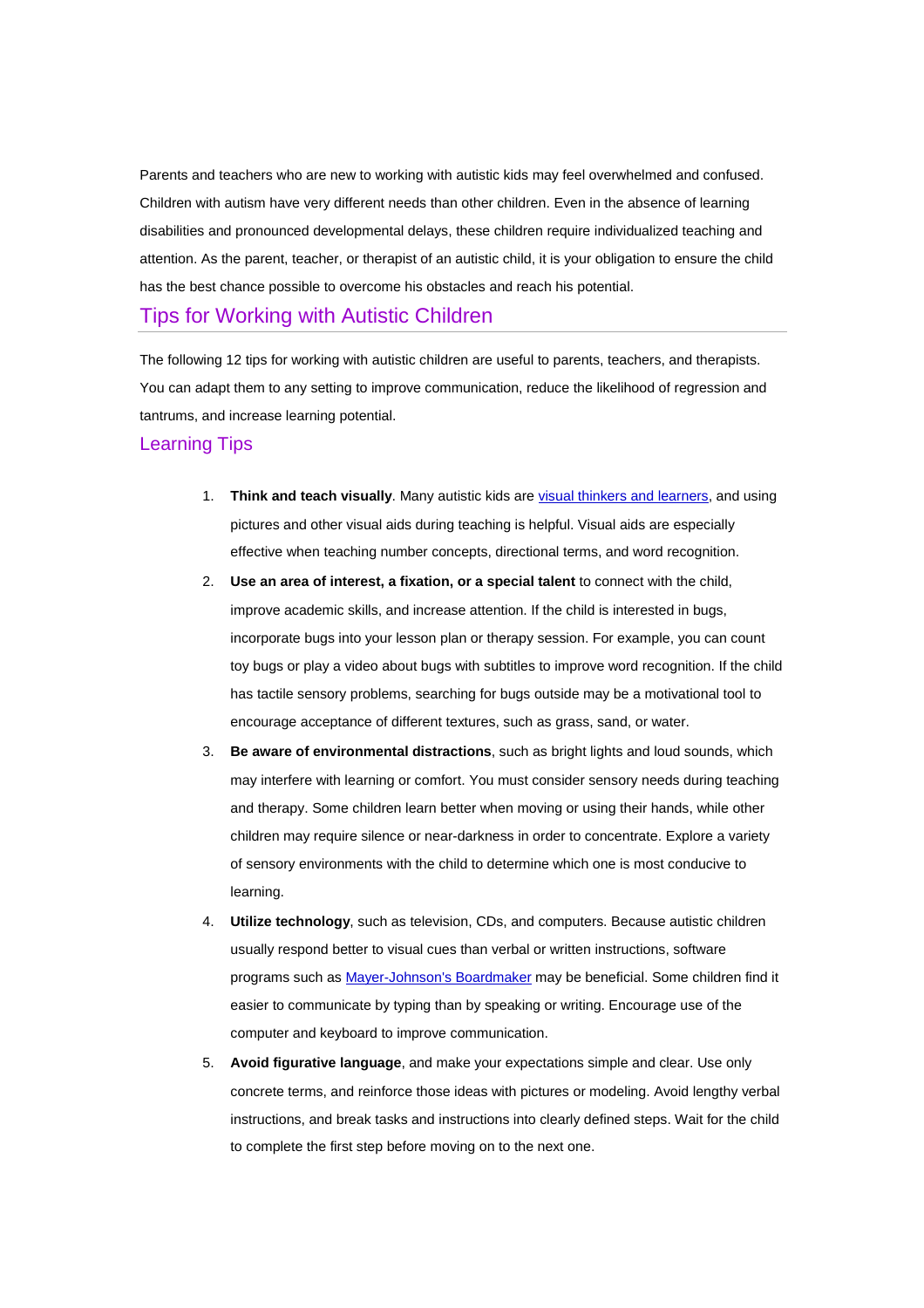Parents and teachers who are new to working with autistic kids may feel overwhelmed and confused. Children with autism have very different needs than other children. Even in the absence of learning disabilities and pronounced developmental delays, these children require individualized teaching and attention. As the parent, teacher, or therapist of an autistic child, it is your obligation to ensure the child has the best chance possible to overcome his obstacles and reach his potential.

## Tips for Working with Autistic Children

The following 12 tips for working with autistic children are useful to parents, teachers, and therapists. You can adapt them to any setting to improve communication, reduce the likelihood of regression and tantrums, and increase learning potential.

### Learning Tips

1. **Think and teach visually**. Many autistic kids are [visual thinkers and learners](), and using pictures and other visual aids during teaching is helpful. Visual aids are especially effective when teaching number concepts, directional terms, and word recognition.
2. **Use an area of interest, a fixation, or a special talent** to connect with the child, improve academic skills, and increase attention. If the child is interested in bugs, incorporate bugs into your lesson plan or therapy session. For example, you can count toy bugs or play a video about bugs with subtitles to improve word recognition. If the child has tactile sensory problems, searching for bugs outside may be a motivational tool to encourage acceptance of different textures, such as grass, sand, or water.
3. **Be aware of environmental distractions**, such as bright lights and loud sounds, which may interfere with learning or comfort. You must consider sensory needs during teaching and therapy. Some children learn better when moving or using their hands, while other children may require silence or near-darkness in order to concentrate. Explore a variety of sensory environments with the child to determine which one is most conducive to learning.
4. **Utilize technology**, such as television, CDs, and computers. Because autistic children usually respond better to visual cues than verbal or written instructions, software programs such as [Mayer-Johnson's Boardmaker]() may be beneficial. Some children find it easier to communicate by typing than by speaking or writing. Encourage use of the computer and keyboard to improve communication.
5. **Avoid figurative language**, and make your expectations simple and clear. Use only concrete terms, and reinforce those ideas with pictures or modeling. Avoid lengthy verbal instructions, and break tasks and instructions into clearly defined steps. Wait for the child to complete the first step before moving on to the next one.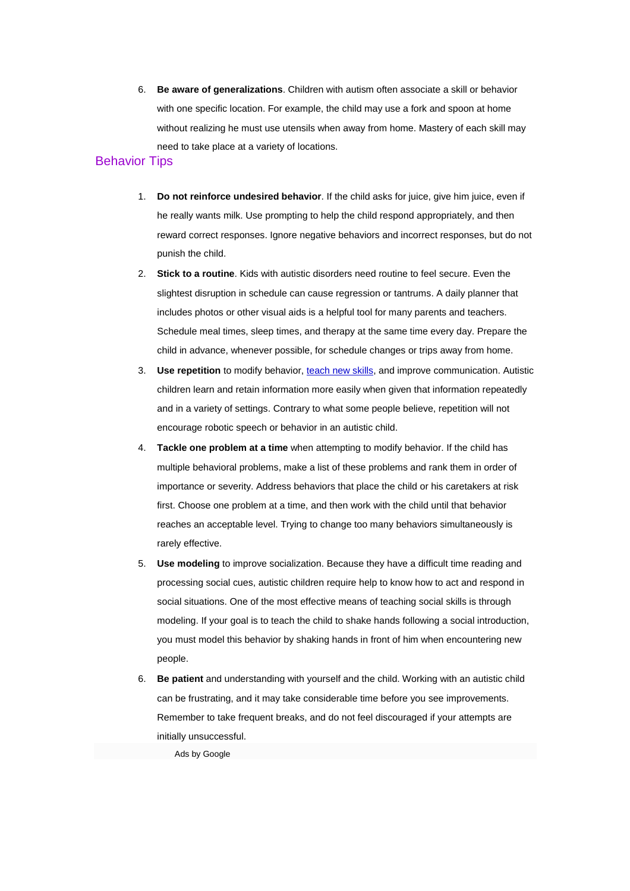6. **Be aware of generalizations**. Children with autism often associate a skill or behavior with one specific location. For example, the child may use a fork and spoon at home without realizing he must use utensils when away from home. Mastery of each skill may need to take place at a variety of locations.

## Behavior Tips

1. **Do not reinforce undesired behavior**. If the child asks for juice, give him juice, even if he really wants milk. Use prompting to help the child respond appropriately, and then reward correct responses. Ignore negative behaviors and incorrect responses, but do not punish the child.
2. **Stick to a routine**. Kids with autistic disorders need routine to feel secure. Even the slightest disruption in schedule can cause regression or tantrums. A daily planner that includes photos or other visual aids is a helpful tool for many parents and teachers. Schedule meal times, sleep times, and therapy at the same time every day. Prepare the child in advance, whenever possible, for schedule changes or trips away from home.
3. **Use repetition** to modify behavior, teach new skills, and improve communication. Autistic children learn and retain information more easily when given that information repeatedly and in a variety of settings. Contrary to what some people believe, repetition will not encourage robotic speech or behavior in an autistic child.
4. **Tackle one problem at a time** when attempting to modify behavior. If the child has multiple behavioral problems, make a list of these problems and rank them in order of importance or severity. Address behaviors that place the child or his caretakers at risk first. Choose one problem at a time, and then work with the child until that behavior reaches an acceptable level. Trying to change too many behaviors simultaneously is rarely effective.
5. **Use modeling** to improve socialization. Because they have a difficult time reading and processing social cues, autistic children require help to know how to act and respond in social situations. One of the most effective means of teaching social skills is through modeling. If your goal is to teach the child to shake hands following a social introduction, you must model this behavior by shaking hands in front of him when encountering new people.
6. **Be patient** and understanding with yourself and the child. Working with an autistic child can be frustrating, and it may take considerable time before you see improvements. Remember to take frequent breaks, and do not feel discouraged if your attempts are initially unsuccessful.

Ads by Google